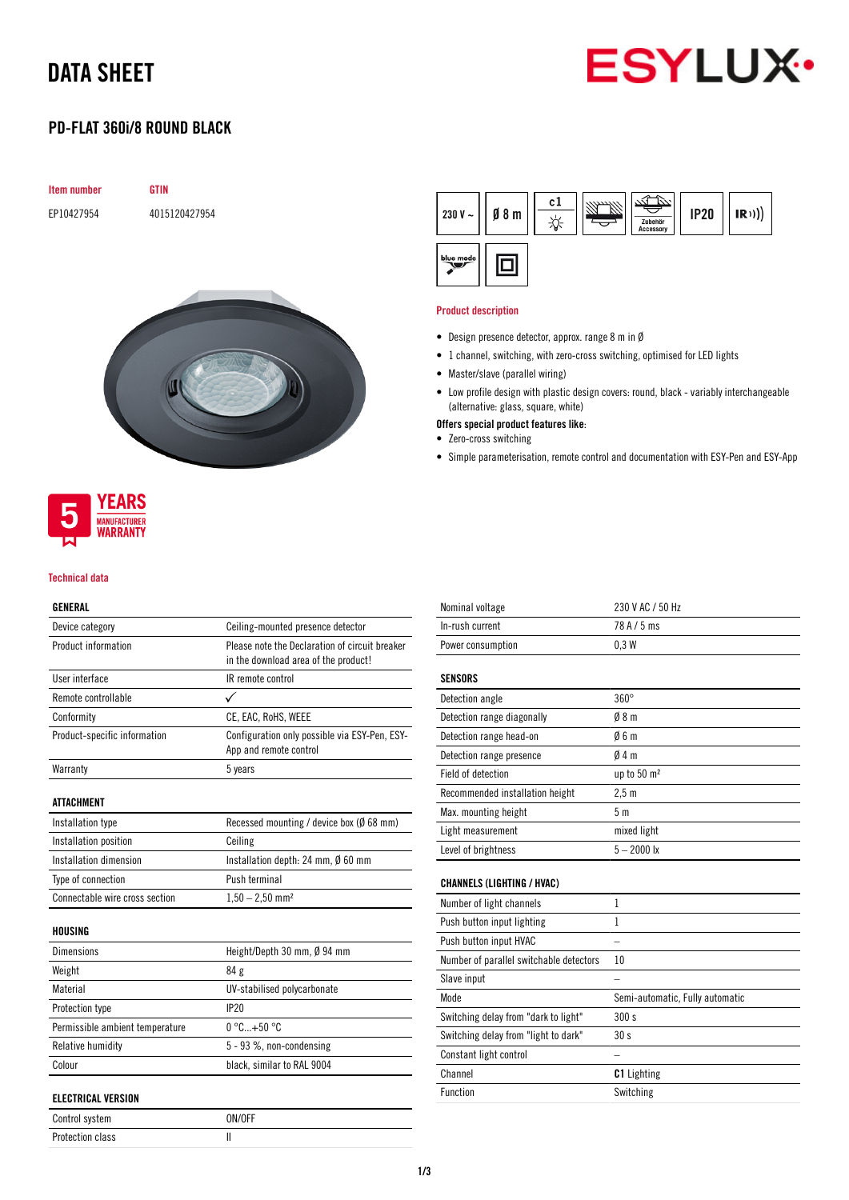# DATA SHEET

## PD-FLAT 360i/8 ROUND BLACK

| Item number | GTIN |
|---|---|
| EP10427954 | 4015120427954 |

### Product description

- Design presence detector, approx. range 8 m in Ø
- 1 channel, switching, with zero-cross switching, optimised for LED lights
- Master/slave (parallel wiring)
- Low profile design with plastic design covers: round, black - variably interchangeable (alternative: glass, square, white)

**Offers special product features like**:

- Zero-cross switching
- Simple parameterisation, remote control and documentation with ESY-Pen and ESY-App

5 YEARS MANUFACTURER WARRANTY

### Technical data

| GENERAL | |
|---|---|
| Device category | Ceiling-mounted presence detector |
| Product information | Please note the Declaration of circuit breaker in the download area of the product! |
| User interface | IR remote control |
| Remote controllable | ✓ |
| Conformity | CE, EAC, RoHS, WEEE |
| Product-specific information | Configuration only possible via ESY-Pen, ESY-App and remote control |
| Warranty | 5 years |

| ATTACHMENT | |
|---|---|
| Installation type | Recessed mounting / device box (Ø 68 mm) |
| Installation position | Ceiling |
| Installation dimension | Installation depth: 24 mm, Ø 60 mm |
| Type of connection | Push terminal |
| Connectable wire cross section | 1,50 – 2,50 mm² |

| HOUSING | |
|---|---|
| Dimensions | Height/Depth 30 mm, Ø 94 mm |
| Weight | 84 g |
| Material | UV-stabilised polycarbonate |
| Protection type | IP20 |
| Permissible ambient temperature | 0 °C...+50 °C |
| Relative humidity | 5 - 93 %, non-condensing |
| Colour | black, similar to RAL 9004 |

| ELECTRICAL VERSION | |
|---|---|
| Control system | ON/OFF |
| Protection class | II |
| Nominal voltage | 230 V AC / 50 Hz |
| In-rush current | 78 A / 5 ms |
| Power consumption | 0,3 W |

| SENSORS | |
|---|---|
| Detection angle | 360° |
| Detection range diagonally | Ø 8 m |
| Detection range head-on | Ø 6 m |
| Detection range presence | Ø 4 m |
| Field of detection | up to 50 m² |
| Recommended installation height | 2,5 m |
| Max. mounting height | 5 m |
| Light measurement | mixed light |
| Level of brightness | 5 – 2000 lx |

| CHANNELS (LIGHTING / HVAC) | |
|---|---|
| Number of light channels | 1 |
| Push button input lighting | 1 |
| Push button input HVAC | – |
| Number of parallel switchable detectors | 10 |
| Slave input | – |
| Mode | Semi-automatic, Fully automatic |
| Switching delay from "dark to light" | 300 s |
| Switching delay from "light to dark" | 30 s |
| Constant light control | – |
| Channel | **C1** Lighting |
| Function | Switching |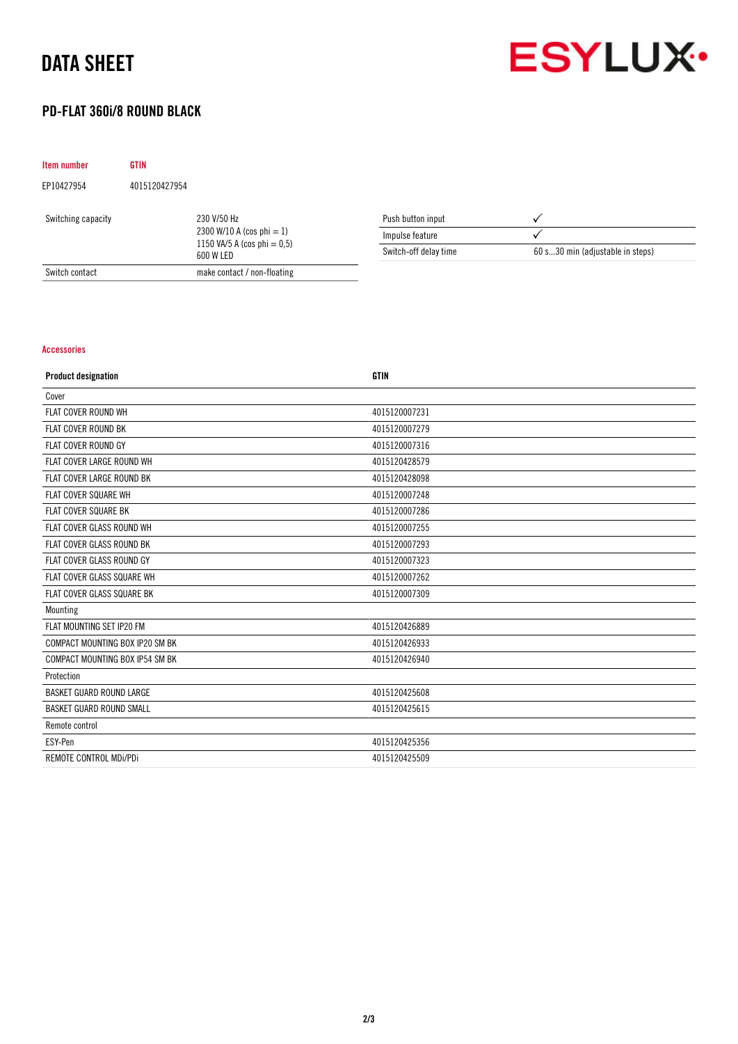# DATA SHEET

## PD-FLAT 360i/8 ROUND BLACK

| Item number | GTIN |
|---|---|
| EP10427954 | 4015120427954 |

| | |
|---|---|
| Switching capacity | 230 V/50 Hz<br>2300 W/10 A (cos phi = 1)<br>1150 VA/5 A (cos phi = 0,5)<br>600 W LED |
| Switch contact | make contact / non-floating |

| | |
|---|---|
| Push button input | ✓ |
| Impulse feature | ✓ |
| Switch-off delay time | 60 s...30 min (adjustable in steps) |

### Accessories

| Product designation | GTIN |
|---|---|
| Cover | |
| FLAT COVER ROUND WH | 4015120007231 |
| FLAT COVER ROUND BK | 4015120007279 |
| FLAT COVER ROUND GY | 4015120007316 |
| FLAT COVER LARGE ROUND WH | 4015120428579 |
| FLAT COVER LARGE ROUND BK | 4015120428098 |
| FLAT COVER SQUARE WH | 4015120007248 |
| FLAT COVER SQUARE BK | 4015120007286 |
| FLAT COVER GLASS ROUND WH | 4015120007255 |
| FLAT COVER GLASS ROUND BK | 4015120007293 |
| FLAT COVER GLASS ROUND GY | 4015120007323 |
| FLAT COVER GLASS SQUARE WH | 4015120007262 |
| FLAT COVER GLASS SQUARE BK | 4015120007309 |
| Mounting | |
| FLAT MOUNTING SET IP20 FM | 4015120426889 |
| COMPACT MOUNTING BOX IP20 SM BK | 4015120426933 |
| COMPACT MOUNTING BOX IP54 SM BK | 4015120426940 |
| Protection | |
| BASKET GUARD ROUND LARGE | 4015120425608 |
| BASKET GUARD ROUND SMALL | 4015120425615 |
| Remote control | |
| ESY-Pen | 4015120425356 |
| REMOTE CONTROL MDi/PDi | 4015120425509 |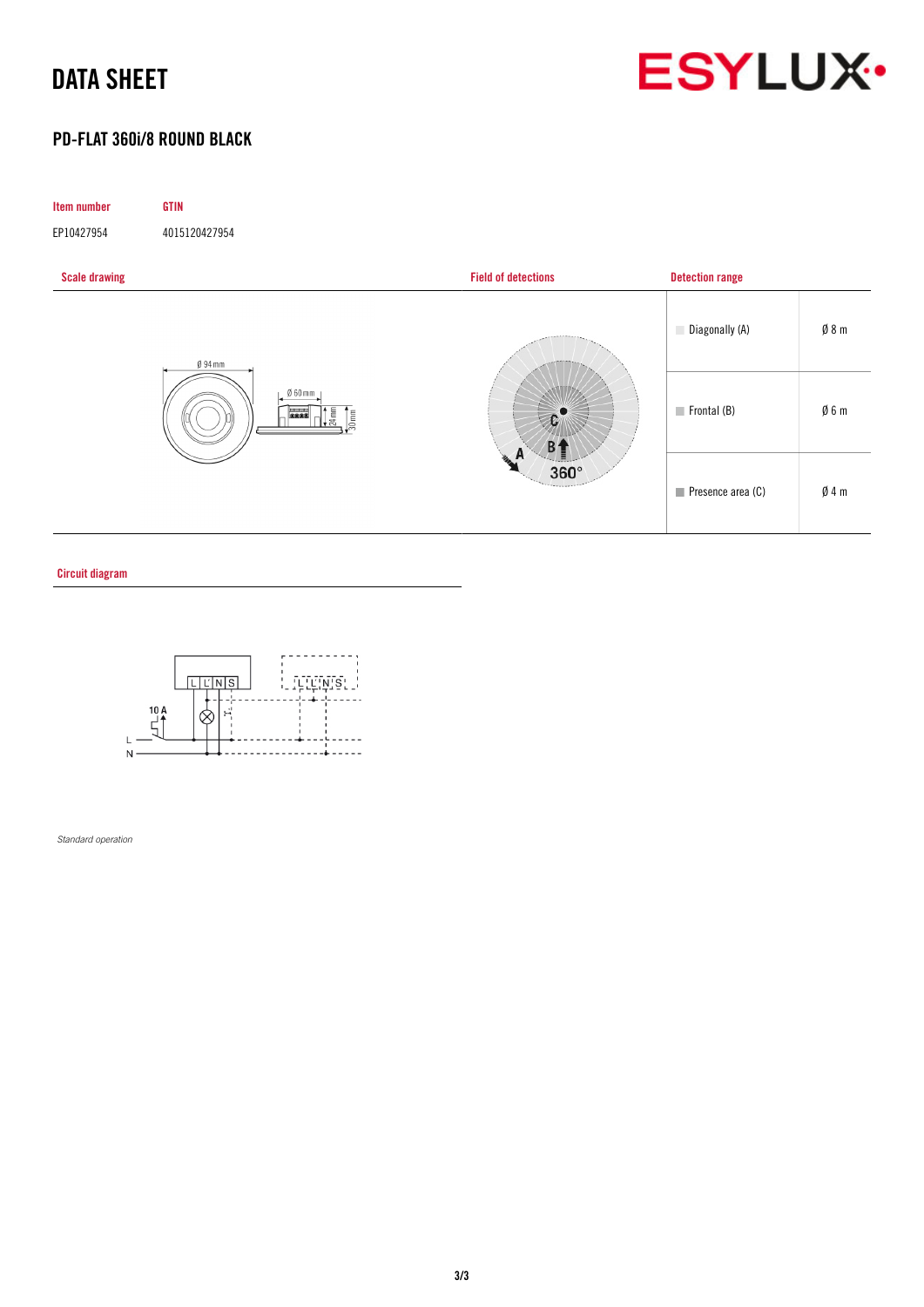# DATA SHEET

ESYLUX

## PD-FLAT 360i/8 ROUND BLACK

| Item number | GTIN |
| --- | --- |
| EP10427954 | 4015120427954 |

### Scale drawing

Ø 94 mm

Ø 60 mm

24 mm

30 mm

### Field of detections

A

B

C

360°

### Detection range

| | |
| --- | --- |
| Diagonally (A) | Ø 8 m |
| Frontal (B) | Ø 6 m |
| Presence area (C) | Ø 4 m |

### Circuit diagram

L L' N S

L L' N S

10 A

L

N

*Standard operation*